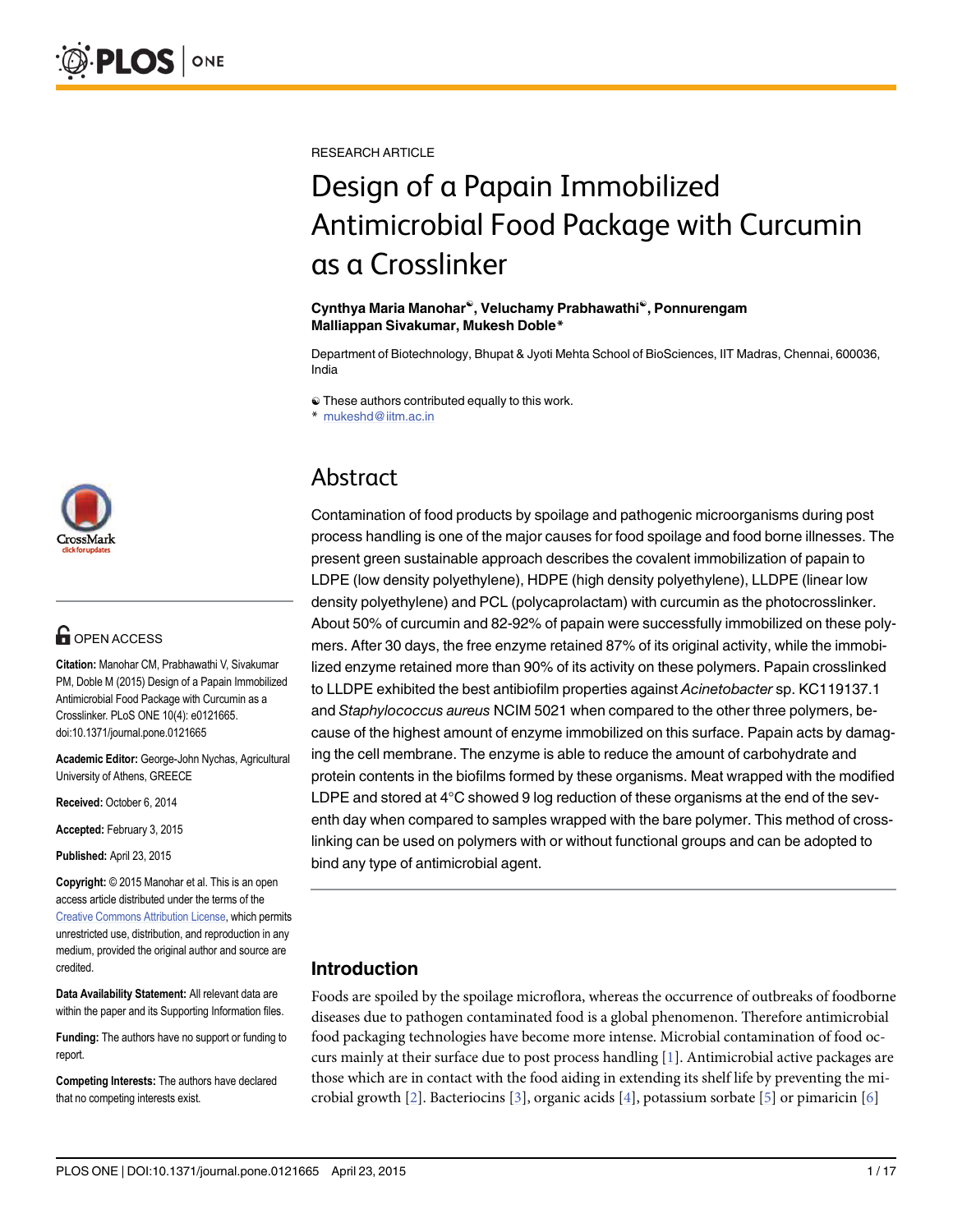RESEARCH ARTICLE

# Design of a Papain Immobilized Antimicrobial Food Package with Curcumin as a Crosslinker

**Cynthya Maria Manohar☯, Veluchamy Prabhawathi☯, Ponnurengam Malliappan Sivakumar, Mukesh Doble***

Department of Biotechnology, Bhupat & Jyoti Mehta School of BioSciences, IIT Madras, Chennai, 600036, India

☯ These authors contributed equally to this work.
* mukeshd@iitm.ac.in

OPEN ACCESS

**Citation:** Manohar CM, Prabhawathi V, Sivakumar PM, Doble M (2015) Design of a Papain Immobilized Antimicrobial Food Package with Curcumin as a Crosslinker. PLoS ONE 10(4): e0121665. doi:10.1371/journal.pone.0121665

**Academic Editor:** George-John Nychas, Agricultural University of Athens, GREECE

**Received:** October 6, 2014

**Accepted:** February 3, 2015

**Published:** April 23, 2015

**Copyright:** © 2015 Manohar et al. This is an open access article distributed under the terms of the Creative Commons Attribution License, which permits unrestricted use, distribution, and reproduction in any medium, provided the original author and source are credited.

**Data Availability Statement:** All relevant data are within the paper and its Supporting Information files.

**Funding:** The authors have no support or funding to report.

**Competing Interests:** The authors have declared that no competing interests exist.

## Abstract

Contamination of food products by spoilage and pathogenic microorganisms during post process handling is one of the major causes for food spoilage and food borne illnesses. The present green sustainable approach describes the covalent immobilization of papain to LDPE (low density polyethylene), HDPE (high density polyethylene), LLDPE (linear low density polyethylene) and PCL (polycaprolactam) with curcumin as the photocrosslinker. About 50% of curcumin and 82-92% of papain were successfully immobilized on these polymers. After 30 days, the free enzyme retained 87% of its original activity, while the immobilized enzyme retained more than 90% of its activity on these polymers. Papain crosslinked to LLDPE exhibited the best antibiofilm properties against *Acinetobacter* sp. KC119137.1 and *Staphylococcus aureus* NCIM 5021 when compared to the other three polymers, because of the highest amount of enzyme immobilized on this surface. Papain acts by damaging the cell membrane. The enzyme is able to reduce the amount of carbohydrate and protein contents in the biofilms formed by these organisms. Meat wrapped with the modified LDPE and stored at 4°C showed 9 log reduction of these organisms at the end of the seventh day when compared to samples wrapped with the bare polymer. This method of crosslinking can be used on polymers with or without functional groups and can be adopted to bind any type of antimicrobial agent.

## Introduction

Foods are spoiled by the spoilage microflora, whereas the occurrence of outbreaks of foodborne diseases due to pathogen contaminated food is a global phenomenon. Therefore antimicrobial food packaging technologies have become more intense. Microbial contamination of food occurs mainly at their surface due to post process handling [1]. Antimicrobial active packages are those which are in contact with the food aiding in extending its shelf life by preventing the microbial growth [2]. Bacteriocins [3], organic acids [4], potassium sorbate [5] or pimaricin [6]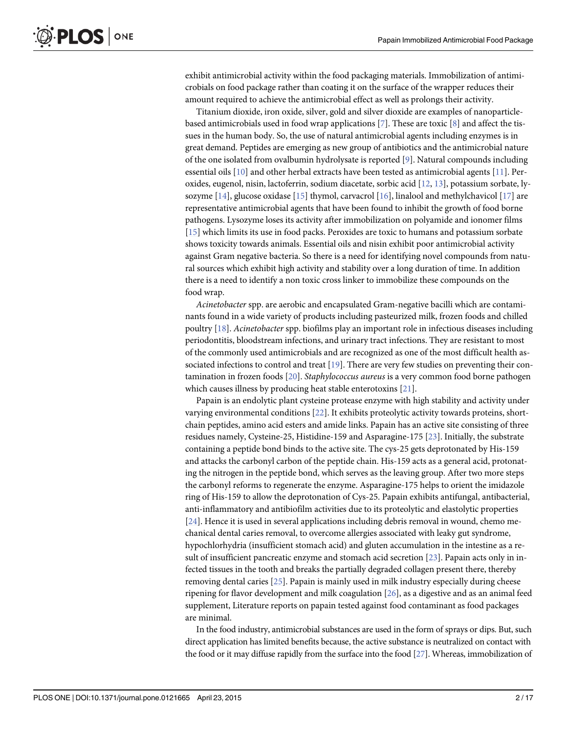exhibit antimicrobial activity within the food packaging materials. Immobilization of antimicrobials on food package rather than coating it on the surface of the wrapper reduces their amount required to achieve the antimicrobial effect as well as prolongs their activity.

Titanium dioxide, iron oxide, silver, gold and silver dioxide are examples of nanoparticle-based antimicrobials used in food wrap applications [7]. These are toxic [8] and affect the tissues in the human body. So, the use of natural antimicrobial agents including enzymes is in great demand. Peptides are emerging as new group of antibiotics and the antimicrobial nature of the one isolated from ovalbumin hydrolysate is reported [9]. Natural compounds including essential oils [10] and other herbal extracts have been tested as antimicrobial agents [11]. Peroxides, eugenol, nisin, lactoferrin, sodium diacetate, sorbic acid [12, 13], potassium sorbate, lysozyme [14], glucose oxidase [15] thymol, carvacrol [16], linalool and methylchavicol [17] are representative antimicrobial agents that have been found to inhibit the growth of food borne pathogens. Lysozyme loses its activity after immobilization on polyamide and ionomer films [15] which limits its use in food packs. Peroxides are toxic to humans and potassium sorbate shows toxicity towards animals. Essential oils and nisin exhibit poor antimicrobial activity against Gram negative bacteria. So there is a need for identifying novel compounds from natural sources which exhibit high activity and stability over a long duration of time. In addition there is a need to identify a non toxic cross linker to immobilize these compounds on the food wrap.

*Acinetobacter* spp. are aerobic and encapsulated Gram-negative bacilli which are contaminants found in a wide variety of products including pasteurized milk, frozen foods and chilled poultry [18]. *Acinetobacter* spp. biofilms play an important role in infectious diseases including periodontitis, bloodstream infections, and urinary tract infections. They are resistant to most of the commonly used antimicrobials and are recognized as one of the most difficult health associated infections to control and treat [19]. There are very few studies on preventing their contamination in frozen foods [20]. *Staphylococcus aureus* is a very common food borne pathogen which causes illness by producing heat stable enterotoxins [21].

Papain is an endolytic plant cysteine protease enzyme with high stability and activity under varying environmental conditions [22]. It exhibits proteolytic activity towards proteins, short-chain peptides, amino acid esters and amide links. Papain has an active site consisting of three residues namely, Cysteine-25, Histidine-159 and Asparagine-175 [23]. Initially, the substrate containing a peptide bond binds to the active site. The cys-25 gets deprotonated by His-159 and attacks the carbonyl carbon of the peptide chain. His-159 acts as a general acid, protonating the nitrogen in the peptide bond, which serves as the leaving group. After two more steps the carbonyl reforms to regenerate the enzyme. Asparagine-175 helps to orient the imidazole ring of His-159 to allow the deprotonation of Cys-25. Papain exhibits antifungal, antibacterial, anti-inflammatory and antibiofilm activities due to its proteolytic and elastolytic properties [24]. Hence it is used in several applications including debris removal in wound, chemo mechanical dental caries removal, to overcome allergies associated with leaky gut syndrome, hypochlorhydria (insufficient stomach acid) and gluten accumulation in the intestine as a result of insufficient pancreatic enzyme and stomach acid secretion [23]. Papain acts only in infected tissues in the tooth and breaks the partially degraded collagen present there, thereby removing dental caries [25]. Papain is mainly used in milk industry especially during cheese ripening for flavor development and milk coagulation [26], as a digestive and as an animal feed supplement, Literature reports on papain tested against food contaminant as food packages are minimal.

In the food industry, antimicrobial substances are used in the form of sprays or dips. But, such direct application has limited benefits because, the active substance is neutralized on contact with the food or it may diffuse rapidly from the surface into the food [27]. Whereas, immobilization of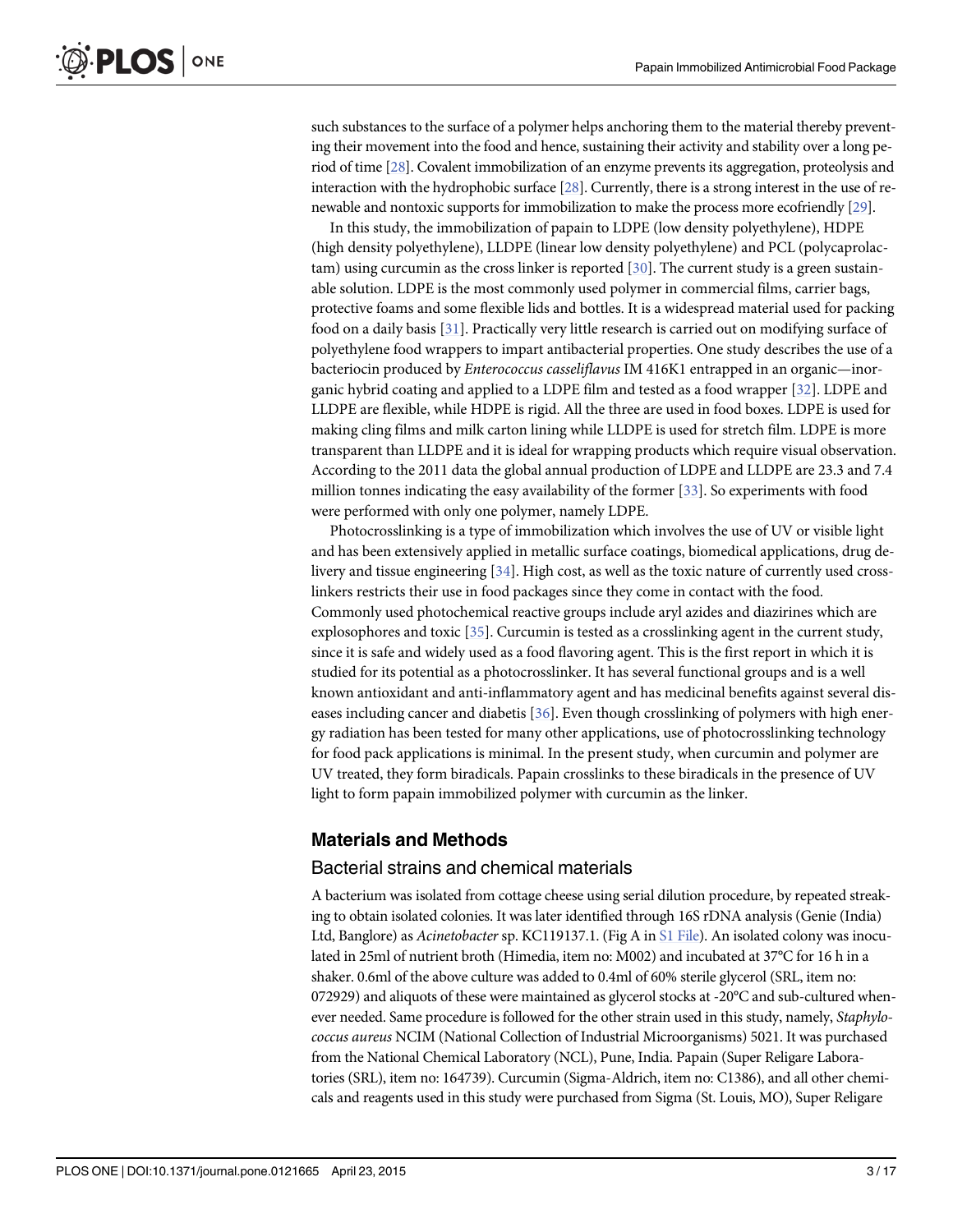such substances to the surface of a polymer helps anchoring them to the material thereby preventing their movement into the food and hence, sustaining their activity and stability over a long period of time [28]. Covalent immobilization of an enzyme prevents its aggregation, proteolysis and interaction with the hydrophobic surface [28]. Currently, there is a strong interest in the use of renewable and nontoxic supports for immobilization to make the process more ecofriendly [29].

In this study, the immobilization of papain to LDPE (low density polyethylene), HDPE (high density polyethylene), LLDPE (linear low density polyethylene) and PCL (polycaprolactam) using curcumin as the cross linker is reported [30]. The current study is a green sustainable solution. LDPE is the most commonly used polymer in commercial films, carrier bags, protective foams and some flexible lids and bottles. It is a widespread material used for packing food on a daily basis [31]. Practically very little research is carried out on modifying surface of polyethylene food wrappers to impart antibacterial properties. One study describes the use of a bacteriocin produced by *Enterococcus casseliflavus* IM 416K1 entrapped in an organic—inorganic hybrid coating and applied to a LDPE film and tested as a food wrapper [32]. LDPE and LLDPE are flexible, while HDPE is rigid. All the three are used in food boxes. LDPE is used for making cling films and milk carton lining while LLDPE is used for stretch film. LDPE is more transparent than LLDPE and it is ideal for wrapping products which require visual observation. According to the 2011 data the global annual production of LDPE and LLDPE are 23.3 and 7.4 million tonnes indicating the easy availability of the former [33]. So experiments with food were performed with only one polymer, namely LDPE.

Photocrosslinking is a type of immobilization which involves the use of UV or visible light and has been extensively applied in metallic surface coatings, biomedical applications, drug delivery and tissue engineering [34]. High cost, as well as the toxic nature of currently used crosslinkers restricts their use in food packages since they come in contact with the food. Commonly used photochemical reactive groups include aryl azides and diazirines which are explosophores and toxic [35]. Curcumin is tested as a crosslinking agent in the current study, since it is safe and widely used as a food flavoring agent. This is the first report in which it is studied for its potential as a photocrosslinker. It has several functional groups and is a well known antioxidant and anti-inflammatory agent and has medicinal benefits against several diseases including cancer and diabetis [36]. Even though crosslinking of polymers with high energy radiation has been tested for many other applications, use of photocrosslinking technology for food pack applications is minimal. In the present study, when curcumin and polymer are UV treated, they form biradicals. Papain crosslinks to these biradicals in the presence of UV light to form papain immobilized polymer with curcumin as the linker.

## Materials and Methods

### Bacterial strains and chemical materials

A bacterium was isolated from cottage cheese using serial dilution procedure, by repeated streaking to obtain isolated colonies. It was later identified through 16S rDNA analysis (Genie (India) Ltd, Banglore) as *Acinetobacter* sp. KC119137.1. (Fig A in S1 File). An isolated colony was inoculated in 25ml of nutrient broth (Himedia, item no: M002) and incubated at 37°C for 16 h in a shaker. 0.6ml of the above culture was added to 0.4ml of 60% sterile glycerol (SRL, item no: 072929) and aliquots of these were maintained as glycerol stocks at -20°C and sub-cultured whenever needed. Same procedure is followed for the other strain used in this study, namely, *Staphylococcus aureus* NCIM (National Collection of Industrial Microorganisms) 5021. It was purchased from the National Chemical Laboratory (NCL), Pune, India. Papain (Super Religare Laboratories (SRL), item no: 164739). Curcumin (Sigma-Aldrich, item no: C1386), and all other chemicals and reagents used in this study were purchased from Sigma (St. Louis, MO), Super Religare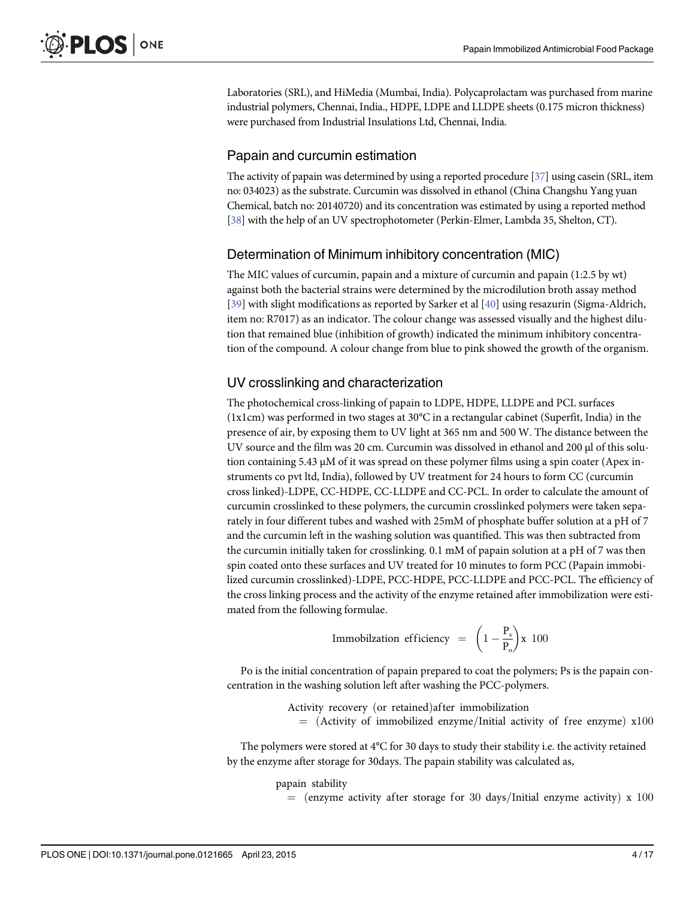Laboratories (SRL), and HiMedia (Mumbai, India). Polycaprolactam was purchased from marine industrial polymers, Chennai, India., HDPE, LDPE and LLDPE sheets (0.175 micron thickness) were purchased from Industrial Insulations Ltd, Chennai, India.

## Papain and curcumin estimation

The activity of papain was determined by using a reported procedure [37] using casein (SRL, item no: 034023) as the substrate. Curcumin was dissolved in ethanol (China Changshu Yang yuan Chemical, batch no: 20140720) and its concentration was estimated by using a reported method [38] with the help of an UV spectrophotometer (Perkin-Elmer, Lambda 35, Shelton, CT).

## Determination of Minimum inhibitory concentration (MIC)

The MIC values of curcumin, papain and a mixture of curcumin and papain (1:2.5 by wt) against both the bacterial strains were determined by the microdilution broth assay method [39] with slight modifications as reported by Sarker et al [40] using resazurin (Sigma-Aldrich, item no: R7017) as an indicator. The colour change was assessed visually and the highest dilution that remained blue (inhibition of growth) indicated the minimum inhibitory concentration of the compound. A colour change from blue to pink showed the growth of the organism.

## UV crosslinking and characterization

The photochemical cross-linking of papain to LDPE, HDPE, LLDPE and PCL surfaces (1x1cm) was performed in two stages at 30°C in a rectangular cabinet (Superfit, India) in the presence of air, by exposing them to UV light at 365 nm and 500 W. The distance between the UV source and the film was 20 cm. Curcumin was dissolved in ethanol and 200 μl of this solution containing 5.43 μM of it was spread on these polymer films using a spin coater (Apex instruments co pvt ltd, India), followed by UV treatment for 24 hours to form CC (curcumin cross linked)-LDPE, CC-HDPE, CC-LLDPE and CC-PCL. In order to calculate the amount of curcumin crosslinked to these polymers, the curcumin crosslinked polymers were taken separately in four different tubes and washed with 25mM of phosphate buffer solution at a pH of 7 and the curcumin left in the washing solution was quantified. This was then subtracted from the curcumin initially taken for crosslinking. 0.1 mM of papain solution at a pH of 7 was then spin coated onto these surfaces and UV treated for 10 minutes to form PCC (Papain immobilized curcumin crosslinked)-LDPE, PCC-HDPE, PCC-LLDPE and PCC-PCL. The efficiency of the cross linking process and the activity of the enzyme retained after immobilization were estimated from the following formulae.

$$\text{Immobilzation efficiency} = \left(1 - \frac{P_s}{P_o}\right) \text{x } 100$$

Po is the initial concentration of papain prepared to coat the polymers; Ps is the papain concentration in the washing solution left after washing the PCC-polymers.

$$\text{Activity recovery (or retained)after immobilization} = (\text{Activity of immobilized enzyme/Initial activity of free enzyme}) \text{ x}100$$

The polymers were stored at 4°C for 30 days to study their stability i.e. the activity retained by the enzyme after storage for 30days. The papain stability was calculated as,

$$\text{papain stability} = (\text{enzyme activity after storage for 30 days/Initial enzyme activity}) \text{ x } 100$$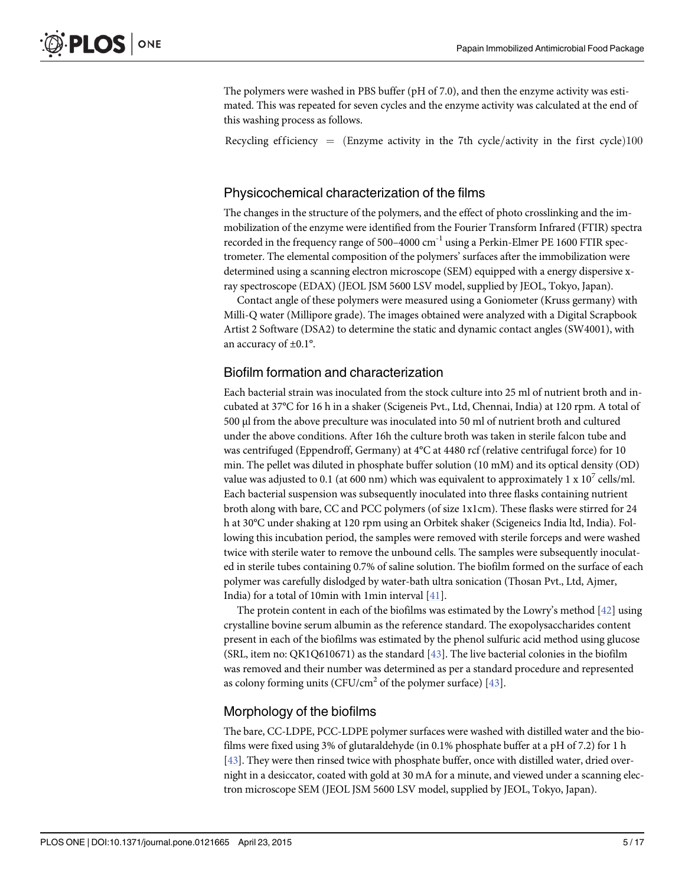The polymers were washed in PBS buffer (pH of 7.0), and then the enzyme activity was estimated. This was repeated for seven cycles and the enzyme activity was calculated at the end of this washing process as follows.

$$\text{Recycling efficiency} = (\text{Enzyme activity in the 7th cycle/activity in the first cycle})100$$

## Physicochemical characterization of the films

The changes in the structure of the polymers, and the effect of photo crosslinking and the immobilization of the enzyme were identified from the Fourier Transform Infrared (FTIR) spectra recorded in the frequency range of 500–4000 $cm^{-1}$ using a Perkin-Elmer PE 1600 FTIR spectrometer. The elemental composition of the polymers' surfaces after the immobilization were determined using a scanning electron microscope (SEM) equipped with a energy dispersive x-ray spectroscope (EDAX) (JEOL JSM 5600 LSV model, supplied by JEOL, Tokyo, Japan).

Contact angle of these polymers were measured using a Goniometer (Kruss germany) with Milli-Q water (Millipore grade). The images obtained were analyzed with a Digital Scrapbook Artist 2 Software (DSA2) to determine the static and dynamic contact angles (SW4001), with an accuracy of ±0.1°.

## Biofilm formation and characterization

Each bacterial strain was inoculated from the stock culture into 25 ml of nutrient broth and incubated at 37°C for 16 h in a shaker (Scigeneis Pvt., Ltd, Chennai, India) at 120 rpm. A total of 500 μl from the above preculture was inoculated into 50 ml of nutrient broth and cultured under the above conditions. After 16h the culture broth was taken in sterile falcon tube and was centrifuged (Eppendroff, Germany) at 4°C at 4480 rcf (relative centrifugal force) for 10 min. The pellet was diluted in phosphate buffer solution (10 mM) and its optical density (OD) value was adjusted to 0.1 (at 600 nm) which was equivalent to approximately $1 \times 10^7$ cells/ml. Each bacterial suspension was subsequently inoculated into three flasks containing nutrient broth along with bare, CC and PCC polymers (of size 1x1cm). These flasks were stirred for 24 h at 30°C under shaking at 120 rpm using an Orbitek shaker (Scigeneics India ltd, India). Following this incubation period, the samples were removed with sterile forceps and were washed twice with sterile water to remove the unbound cells. The samples were subsequently inoculated in sterile tubes containing 0.7% of saline solution. The biofilm formed on the surface of each polymer was carefully dislodged by water-bath ultra sonication (Thosan Pvt., Ltd, Ajmer, India) for a total of 10min with 1min interval [41].

The protein content in each of the biofilms was estimated by the Lowry's method [42] using crystalline bovine serum albumin as the reference standard. The exopolysaccharides content present in each of the biofilms was estimated by the phenol sulfuric acid method using glucose (SRL, item no: QK1Q610671) as the standard [43]. The live bacterial colonies in the biofilm was removed and their number was determined as per a standard procedure and represented as colony forming units ($CFU/cm^2$ of the polymer surface) [43].

## Morphology of the biofilms

The bare, CC-LDPE, PCC-LDPE polymer surfaces were washed with distilled water and the biofilms were fixed using 3% of glutaraldehyde (in 0.1% phosphate buffer at a pH of 7.2) for 1 h [43]. They were then rinsed twice with phosphate buffer, once with distilled water, dried overnight in a desiccator, coated with gold at 30 mA for a minute, and viewed under a scanning electron microscope SEM (JEOL JSM 5600 LSV model, supplied by JEOL, Tokyo, Japan).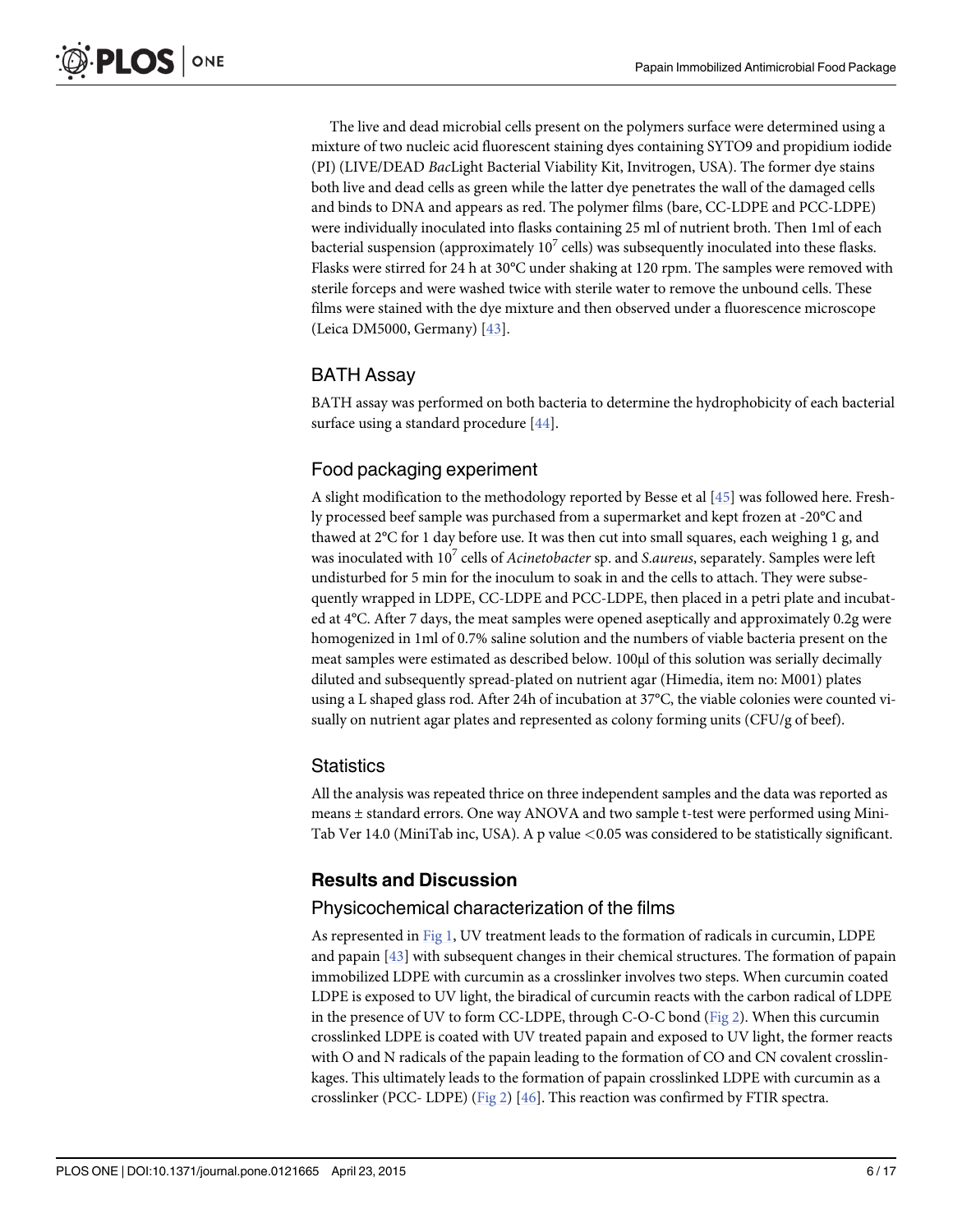The live and dead microbial cells present on the polymers surface were determined using a mixture of two nucleic acid fluorescent staining dyes containing SYTO9 and propidium iodide (PI) (LIVE/DEAD *Bac*Light Bacterial Viability Kit, Invitrogen, USA). The former dye stains both live and dead cells as green while the latter dye penetrates the wall of the damaged cells and binds to DNA and appears as red. The polymer films (bare, CC-LDPE and PCC-LDPE) were individually inoculated into flasks containing 25 ml of nutrient broth. Then 1ml of each bacterial suspension (approximately $10^7$ cells) was subsequently inoculated into these flasks. Flasks were stirred for 24 h at 30°C under shaking at 120 rpm. The samples were removed with sterile forceps and were washed twice with sterile water to remove the unbound cells. These films were stained with the dye mixture and then observed under a fluorescence microscope (Leica DM5000, Germany) [43].

## BATH Assay

BATH assay was performed on both bacteria to determine the hydrophobicity of each bacterial surface using a standard procedure [44].

## Food packaging experiment

A slight modification to the methodology reported by Besse et al [45] was followed here. Freshly processed beef sample was purchased from a supermarket and kept frozen at -20°C and thawed at 2°C for 1 day before use. It was then cut into small squares, each weighing 1 g, and was inoculated with $10^7$ cells of *Acinetobacter* sp. and *S.aureus*, separately. Samples were left undisturbed for 5 min for the inoculum to soak in and the cells to attach. They were subsequently wrapped in LDPE, CC-LDPE and PCC-LDPE, then placed in a petri plate and incubated at 4°C. After 7 days, the meat samples were opened aseptically and approximately 0.2g were homogenized in 1ml of 0.7% saline solution and the numbers of viable bacteria present on the meat samples were estimated as described below. 100μl of this solution was serially decimally diluted and subsequently spread-plated on nutrient agar (Himedia, item no: M001) plates using a L shaped glass rod. After 24h of incubation at 37°C, the viable colonies were counted visually on nutrient agar plates and represented as colony forming units (CFU/g of beef).

## Statistics

All the analysis was repeated thrice on three independent samples and the data was reported as means ± standard errors. One way ANOVA and two sample t-test were performed using MiniTab Ver 14.0 (MiniTab inc, USA). A p value $<0.05$ was considered to be statistically significant.

# Results and Discussion

## Physicochemical characterization of the films

As represented in Fig 1, UV treatment leads to the formation of radicals in curcumin, LDPE and papain [43] with subsequent changes in their chemical structures. The formation of papain immobilized LDPE with curcumin as a crosslinker involves two steps. When curcumin coated LDPE is exposed to UV light, the biradical of curcumin reacts with the carbon radical of LDPE in the presence of UV to form CC-LDPE, through C-O-C bond (Fig 2). When this curcumin crosslinked LDPE is coated with UV treated papain and exposed to UV light, the former reacts with O and N radicals of the papain leading to the formation of CO and CN covalent crosslinkages. This ultimately leads to the formation of papain crosslinked LDPE with curcumin as a crosslinker (PCC- LDPE) (Fig 2) [46]. This reaction was confirmed by FTIR spectra.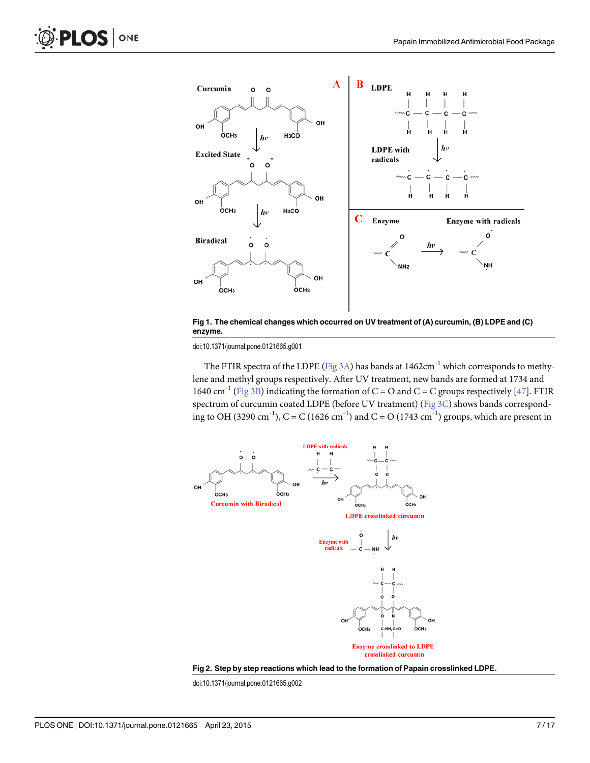Fig 1. The chemical changes which occurred on UV treatment of (A) curcumin, (B) LDPE and (C) enzyme.

doi:10.1371/journal.pone.0121665.g001

The FTIR spectra of the LDPE (Fig 3A) has bands at 1462cm$^{-1}$ which corresponds to methylene and methyl groups respectively. After UV treatment, new bands are formed at 1734 and 1640 cm$^{-1}$ (Fig 3B) indicating the formation of C = O and C = C groups respectively [47]. FTIR spectrum of curcumin coated LDPE (before UV treatment) (Fig 3C) shows bands corresponding to OH (3290 cm$^{-1}$), C = C (1626 cm$^{-1}$) and C = O (1743 cm$^{-1}$) groups, which are present in

Fig 2. Step by step reactions which lead to the formation of Papain crosslinked LDPE.

doi:10.1371/journal.pone.0121665.g002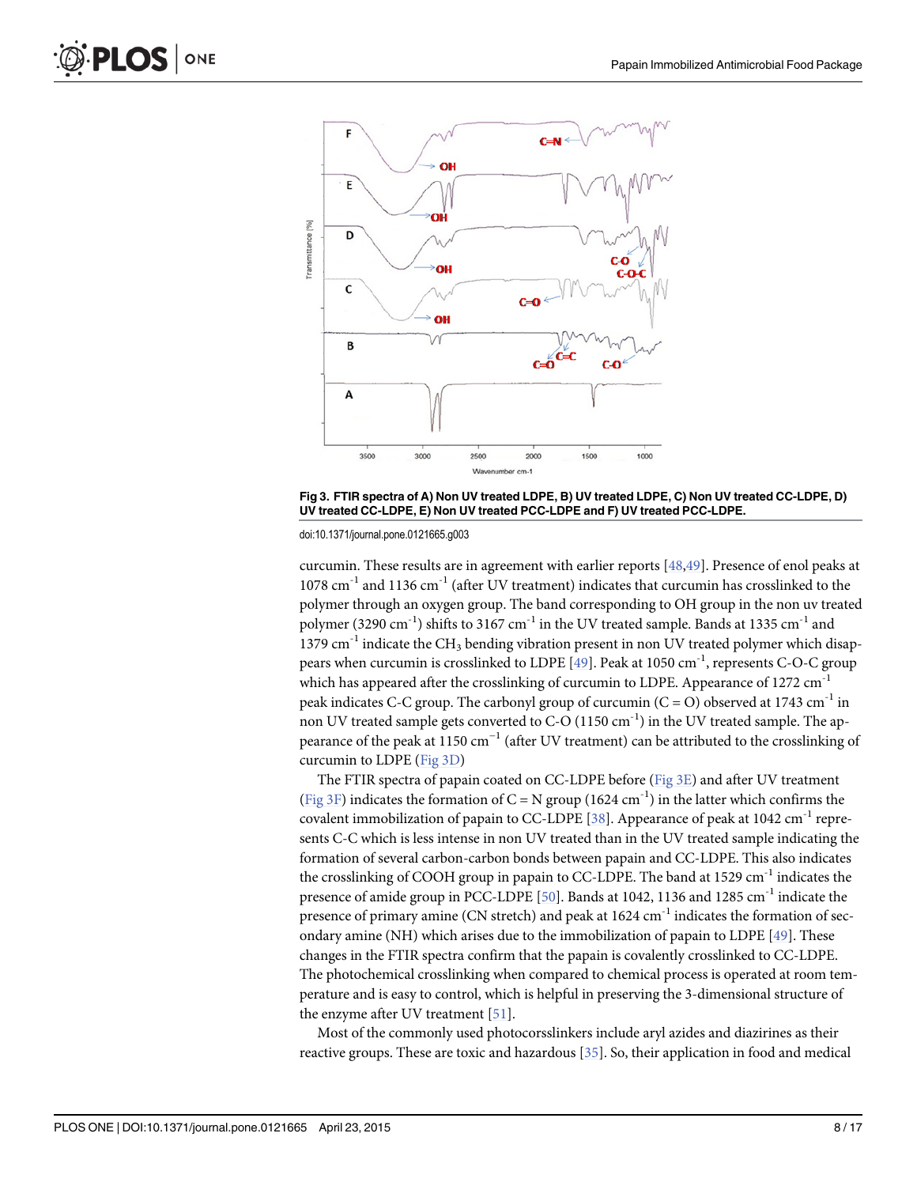Fig 3. FTIR spectra of A) Non UV treated LDPE, B) UV treated LDPE, C) Non UV treated CC-LDPE, D) UV treated CC-LDPE, E) Non UV treated PCC-LDPE and F) UV treated PCC-LDPE.

doi:10.1371/journal.pone.0121665.g003

curcumin. These results are in agreement with earlier reports [48,49]. Presence of enol peaks at 1078 $cm^{-1}$ and 1136 $cm^{-1}$ (after UV treatment) indicates that curcumin has crosslinked to the polymer through an oxygen group. The band corresponding to OH group in the non uv treated polymer (3290 $cm^{-1}$) shifts to 3167 $cm^{-1}$ in the UV treated sample. Bands at 1335 $cm^{-1}$ and 1379 $cm^{-1}$ indicate the $CH_3$ bending vibration present in non UV treated polymer which disappears when curcumin is crosslinked to LDPE [49]. Peak at 1050 $cm^{-1}$, represents C-O-C group which has appeared after the crosslinking of curcumin to LDPE. Appearance of 1272 $cm^{-1}$ peak indicates C-C group. The carbonyl group of curcumin (C = O) observed at 1743 $cm^{-1}$ in non UV treated sample gets converted to C-O (1150 $cm^{-1}$) in the UV treated sample. The appearance of the peak at 1150 $cm^{-1}$ (after UV treatment) can be attributed to the crosslinking of curcumin to LDPE (Fig 3D)

The FTIR spectra of papain coated on CC-LDPE before (Fig 3E) and after UV treatment (Fig 3F) indicates the formation of C = N group (1624 $cm^{-1}$) in the latter which confirms the covalent immobilization of papain to CC-LDPE [38]. Appearance of peak at 1042 $cm^{-1}$ represents C-C which is less intense in non UV treated than in the UV treated sample indicating the formation of several carbon-carbon bonds between papain and CC-LDPE. This also indicates the crosslinking of COOH group in papain to CC-LDPE. The band at 1529 $cm^{-1}$ indicates the presence of amide group in PCC-LDPE [50]. Bands at 1042, 1136 and 1285 $cm^{-1}$ indicate the presence of primary amine (CN stretch) and peak at 1624 $cm^{-1}$ indicates the formation of secondary amine (NH) which arises due to the immobilization of papain to LDPE [49]. These changes in the FTIR spectra confirm that the papain is covalently crosslinked to CC-LDPE. The photochemical crosslinking when compared to chemical process is operated at room temperature and is easy to control, which is helpful in preserving the 3-dimensional structure of the enzyme after UV treatment [51].

Most of the commonly used photocorsslinkers include aryl azides and diazirines as their reactive groups. These are toxic and hazardous [35]. So, their application in food and medical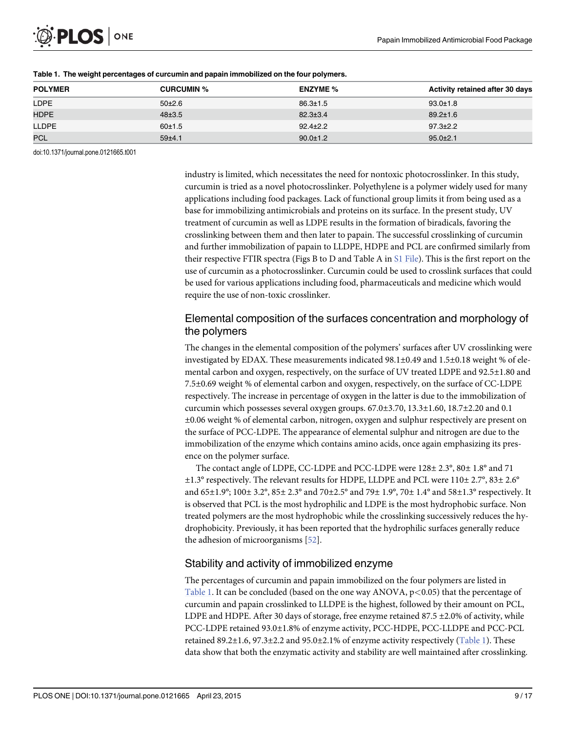**Table 1. The weight percentages of curcumin and papain immobilized on the four polymers.**

| POLYMER | CURCUMIN % | ENZYME % | Activity retained after 30 days |
| --- | --- | --- | --- |
| LDPE | 50±2.6 | 86.3±1.5 | 93.0±1.8 |
| HDPE | 48±3.5 | 82.3±3.4 | 89.2±1.6 |
| LLDPE | 60±1.5 | 92.4±2.2 | 97.3±2.2 |
| PCL | 59±4.1 | 90.0±1.2 | 95.0±2.1 |

doi:10.1371/journal.pone.0121665.t001

industry is limited, which necessitates the need for nontoxic photocrosslinker. In this study, curcumin is tried as a novel photocrosslinker. Polyethylene is a polymer widely used for many applications including food packages. Lack of functional group limits it from being used as a base for immobilizing antimicrobials and proteins on its surface. In the present study, UV treatment of curcumin as well as LDPE results in the formation of biradicals, favoring the crosslinking between them and then later to papain. The successful crosslinking of curcumin and further immobilization of papain to LLDPE, HDPE and PCL are confirmed similarly from their respective FTIR spectra (Figs B to D and Table A in S1 File). This is the first report on the use of curcumin as a photocrosslinker. Curcumin could be used to crosslink surfaces that could be used for various applications including food, pharmaceuticals and medicine which would require the use of non-toxic crosslinker.

## Elemental composition of the surfaces concentration and morphology of the polymers

The changes in the elemental composition of the polymers' surfaces after UV crosslinking were investigated by EDAX. These measurements indicated 98.1±0.49 and 1.5±0.18 weight % of elemental carbon and oxygen, respectively, on the surface of UV treated LDPE and 92.5±1.80 and 7.5±0.69 weight % of elemental carbon and oxygen, respectively, on the surface of CC-LDPE respectively. The increase in percentage of oxygen in the latter is due to the immobilization of curcumin which possesses several oxygen groups. 67.0±3.70, 13.3±1.60, 18.7±2.20 and 0.1 ±0.06 weight % of elemental carbon, nitrogen, oxygen and sulphur respectively are present on the surface of PCC-LDPE. The appearance of elemental sulphur and nitrogen are due to the immobilization of the enzyme which contains amino acids, once again emphasizing its presence on the polymer surface.

The contact angle of LDPE, CC-LDPE and PCC-LDPE were 128± 2.3°, 80± 1.8° and 71 ±1.3° respectively. The relevant results for HDPE, LLDPE and PCL were 110± 2.7°, 83± 2.6° and 65±1.9°; 100± 3.2°, 85± 2.3° and 70±2.5° and 79± 1.9°, 70± 1.4° and 58±1.3° respectively. It is observed that PCL is the most hydrophilic and LDPE is the most hydrophobic surface. Non treated polymers are the most hydrophobic while the crosslinking successively reduces the hydrophobicity. Previously, it has been reported that the hydrophilic surfaces generally reduce the adhesion of microorganisms [52].

## Stability and activity of immobilized enzyme

The percentages of curcumin and papain immobilized on the four polymers are listed in Table 1. It can be concluded (based on the one way ANOVA, $p<0.05$) that the percentage of curcumin and papain crosslinked to LLDPE is the highest, followed by their amount on PCL, LDPE and HDPE. After 30 days of storage, free enzyme retained 87.5 ±2.0% of activity, while PCC-LDPE retained 93.0±1.8% of enzyme activity, PCC-HDPE, PCC-LLDPE and PCC-PCL retained 89.2±1.6, 97.3±2.2 and 95.0±2.1% of enzyme activity respectively (Table 1). These data show that both the enzymatic activity and stability are well maintained after crosslinking.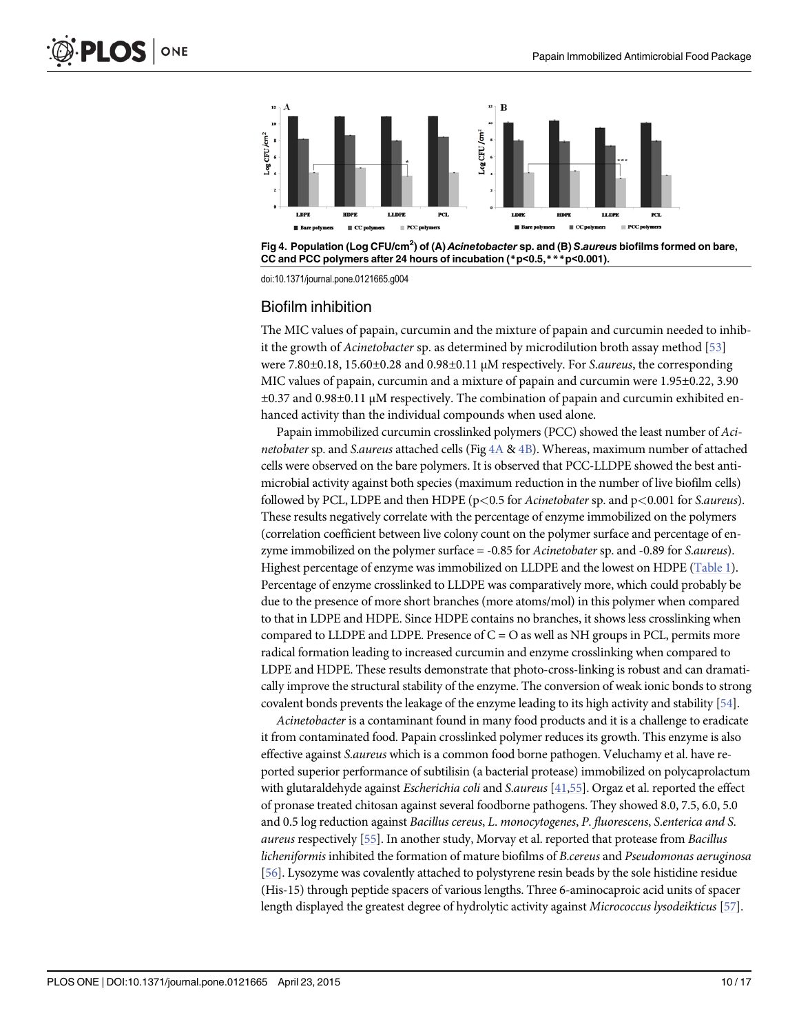Fig 4. Population (Log CFU/cm$^2$) of (A) *Acinetobacter* sp. and (B) *S.aureus* biofilms formed on bare, CC and PCC polymers after 24 hours of incubation (*p<0.5,***p<0.001).

doi:10.1371/journal.pone.0121665.g004

## Biofilm inhibition

The MIC values of papain, curcumin and the mixture of papain and curcumin needed to inhibit the growth of *Acinetobacter* sp. as determined by microdilution broth assay method [53] were 7.80±0.18, 15.60±0.28 and 0.98±0.11 μM respectively. For *S.aureus*, the corresponding MIC values of papain, curcumin and a mixture of papain and curcumin were 1.95±0.22, 3.90 ±0.37 and 0.98±0.11 μM respectively. The combination of papain and curcumin exhibited enhanced activity than the individual compounds when used alone.

Papain immobilized curcumin crosslinked polymers (PCC) showed the least number of *Acinetobater* sp. and *S.aureus* attached cells (Fig 4A & 4B). Whereas, maximum number of attached cells were observed on the bare polymers. It is observed that PCC-LLDPE showed the best antimicrobial activity against both species (maximum reduction in the number of live biofilm cells) followed by PCL, LDPE and then HDPE ($p<0.5$ for *Acinetobater* sp. and $p<0.001$ for *S.aureus*). These results negatively correlate with the percentage of enzyme immobilized on the polymers (correlation coefficient between live colony count on the polymer surface and percentage of enzyme immobilized on the polymer surface = -0.85 for *Acinetobater* sp. and -0.89 for *S.aureus*). Highest percentage of enzyme was immobilized on LLDPE and the lowest on HDPE (Table 1). Percentage of enzyme crosslinked to LLDPE was comparatively more, which could probably be due to the presence of more short branches (more atoms/mol) in this polymer when compared to that in LDPE and HDPE. Since HDPE contains no branches, it shows less crosslinking when compared to LLDPE and LDPE. Presence of C = O as well as NH groups in PCL, permits more radical formation leading to increased curcumin and enzyme crosslinking when compared to LDPE and HDPE. These results demonstrate that photo-cross-linking is robust and can dramatically improve the structural stability of the enzyme. The conversion of weak ionic bonds to strong covalent bonds prevents the leakage of the enzyme leading to its high activity and stability [54].

*Acinetobacter* is a contaminant found in many food products and it is a challenge to eradicate it from contaminated food. Papain crosslinked polymer reduces its growth. This enzyme is also effective against *S.aureus* which is a common food borne pathogen. Veluchamy et al. have reported superior performance of subtilisin (a bacterial protease) immobilized on polycaprolactum with glutaraldehyde against *Escherichia coli* and *S.aureus* [41,55]. Orgaz et al. reported the effect of pronase treated chitosan against several foodborne pathogens. They showed 8.0, 7.5, 6.0, 5.0 and 0.5 log reduction against *Bacillus cereus*, *L. monocytogenes*, *P. fluorescens*, *S.enterica and S. aureus* respectively [55]. In another study, Morvay et al. reported that protease from *Bacillus licheniformis* inhibited the formation of mature biofilms of *B.cereus* and *Pseudomonas aeruginosa* [56]. Lysozyme was covalently attached to polystyrene resin beads by the sole histidine residue (His-15) through peptide spacers of various lengths. Three 6-aminocaproic acid units of spacer length displayed the greatest degree of hydrolytic activity against *Micrococcus lysodeikticus* [57].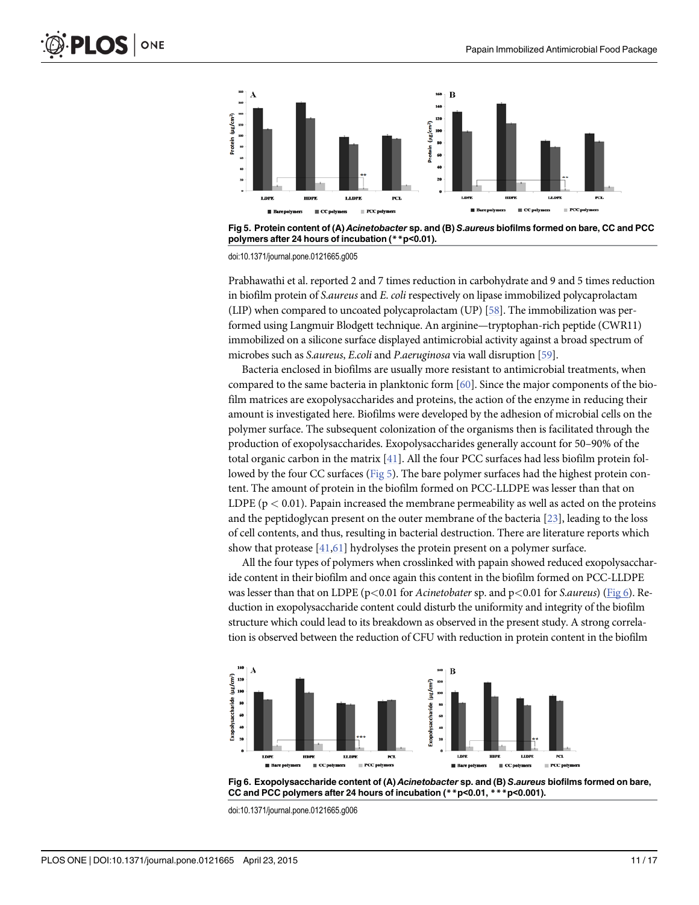Fig 5. Protein content of (A) *Acinetobacter* sp. and (B) *S.aureus* biofilms formed on bare, CC and PCC polymers after 24 hours of incubation (**p<0.01).

doi:10.1371/journal.pone.0121665.g005

Prabhawathi et al. reported 2 and 7 times reduction in carbohydrate and 9 and 5 times reduction in biofilm protein of *S.aureus* and *E. coli* respectively on lipase immobilized polycaprolactam (LIP) when compared to uncoated polycaprolactam (UP) [58]. The immobilization was performed using Langmuir Blodgett technique. An arginine—tryptophan-rich peptide (CWR11) immobilized on a silicone surface displayed antimicrobial activity against a broad spectrum of microbes such as *S.aureus*, *E.coli* and *P.aeruginosa* via wall disruption [59].

Bacteria enclosed in biofilms are usually more resistant to antimicrobial treatments, when compared to the same bacteria in planktonic form [60]. Since the major components of the biofilm matrices are exopolysaccharides and proteins, the action of the enzyme in reducing their amount is investigated here. Biofilms were developed by the adhesion of microbial cells on the polymer surface. The subsequent colonization of the organisms then is facilitated through the production of exopolysaccharides. Exopolysaccharides generally account for 50–90% of the total organic carbon in the matrix [41]. All the four PCC surfaces had less biofilm protein followed by the four CC surfaces (Fig 5). The bare polymer surfaces had the highest protein content. The amount of protein in the biofilm formed on PCC-LLDPE was lesser than that on LDPE ($p < 0.01$). Papain increased the membrane permeability as well as acted on the proteins and the peptidoglycan present on the outer membrane of the bacteria [23], leading to the loss of cell contents, and thus, resulting in bacterial destruction. There are literature reports which show that protease [41,61] hydrolyses the protein present on a polymer surface.

All the four types of polymers when crosslinked with papain showed reduced exopolysaccharide content in their biofilm and once again this content in the biofilm formed on PCC-LLDPE was lesser than that on LDPE ($p<0.01$ for *Acinetobater* sp. and $p<0.01$ for *S.aureus*) (Fig 6). Reduction in exopolysaccharide content could disturb the uniformity and integrity of the biofilm structure which could lead to its breakdown as observed in the present study. A strong correlation is observed between the reduction of CFU with reduction in protein content in the biofilm

Fig 6. Exopolysaccharide content of (A) *Acinetobacter* sp. and (B) *S.aureus* biofilms formed on bare, CC and PCC polymers after 24 hours of incubation (**p<0.01, ***p<0.001).

doi:10.1371/journal.pone.0121665.g006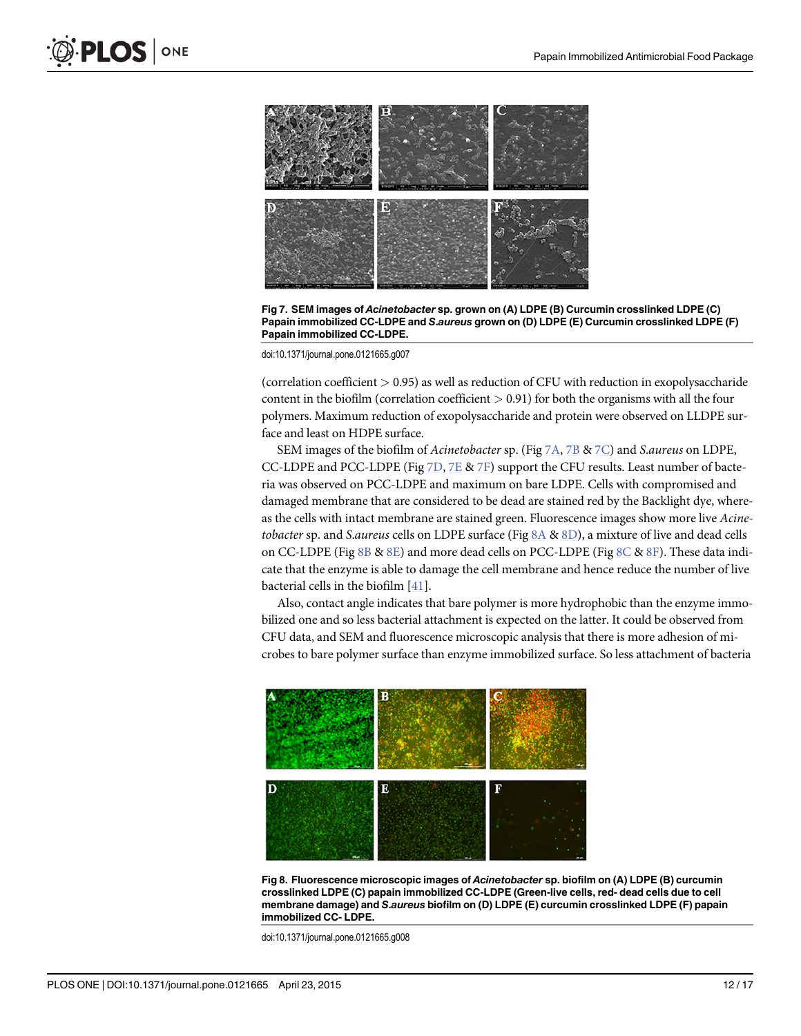**Fig 7. SEM images of *Acinetobacter* sp. grown on (A) LDPE (B) Curcumin crosslinked LDPE (C) Papain immobilized CC-LDPE and *S.aureus* grown on (D) LDPE (E) Curcumin crosslinked LDPE (F) Papain immobilized CC-LDPE.**

doi:10.1371/journal.pone.0121665.g007

(correlation coefficient > 0.95) as well as reduction of CFU with reduction in exopolysaccharide content in the biofilm (correlation coefficient > 0.91) for both the organisms with all the four polymers. Maximum reduction of exopolysaccharide and protein were observed on LLDPE surface and least on HDPE surface.

SEM images of the biofilm of *Acinetobacter* sp. (Fig 7A, 7B & 7C) and *S.aureus* on LDPE, CC-LDPE and PCC-LDPE (Fig 7D, 7E & 7F) support the CFU results. Least number of bacteria was observed on PCC-LDPE and maximum on bare LDPE. Cells with compromised and damaged membrane that are considered to be dead are stained red by the Backlight dye, whereas the cells with intact membrane are stained green. Fluorescence images show more live *Acinetobacter* sp. and *S.aureus* cells on LDPE surface (Fig 8A & 8D), a mixture of live and dead cells on CC-LDPE (Fig 8B & 8E) and more dead cells on PCC-LDPE (Fig 8C & 8F). These data indicate that the enzyme is able to damage the cell membrane and hence reduce the number of live bacterial cells in the biofilm [41].

Also, contact angle indicates that bare polymer is more hydrophobic than the enzyme immobilized one and so less bacterial attachment is expected on the latter. It could be observed from CFU data, and SEM and fluorescence microscopic analysis that there is more adhesion of microbes to bare polymer surface than enzyme immobilized surface. So less attachment of bacteria

**Fig 8. Fluorescence microscopic images of *Acinetobacter* sp. biofilm on (A) LDPE (B) curcumin crosslinked LDPE (C) papain immobilized CC-LDPE (Green-live cells, red- dead cells due to cell membrane damage) and *S.aureus* biofilm on (D) LDPE (E) curcumin crosslinked LDPE (F) papain immobilized CC- LDPE.**

doi:10.1371/journal.pone.0121665.g008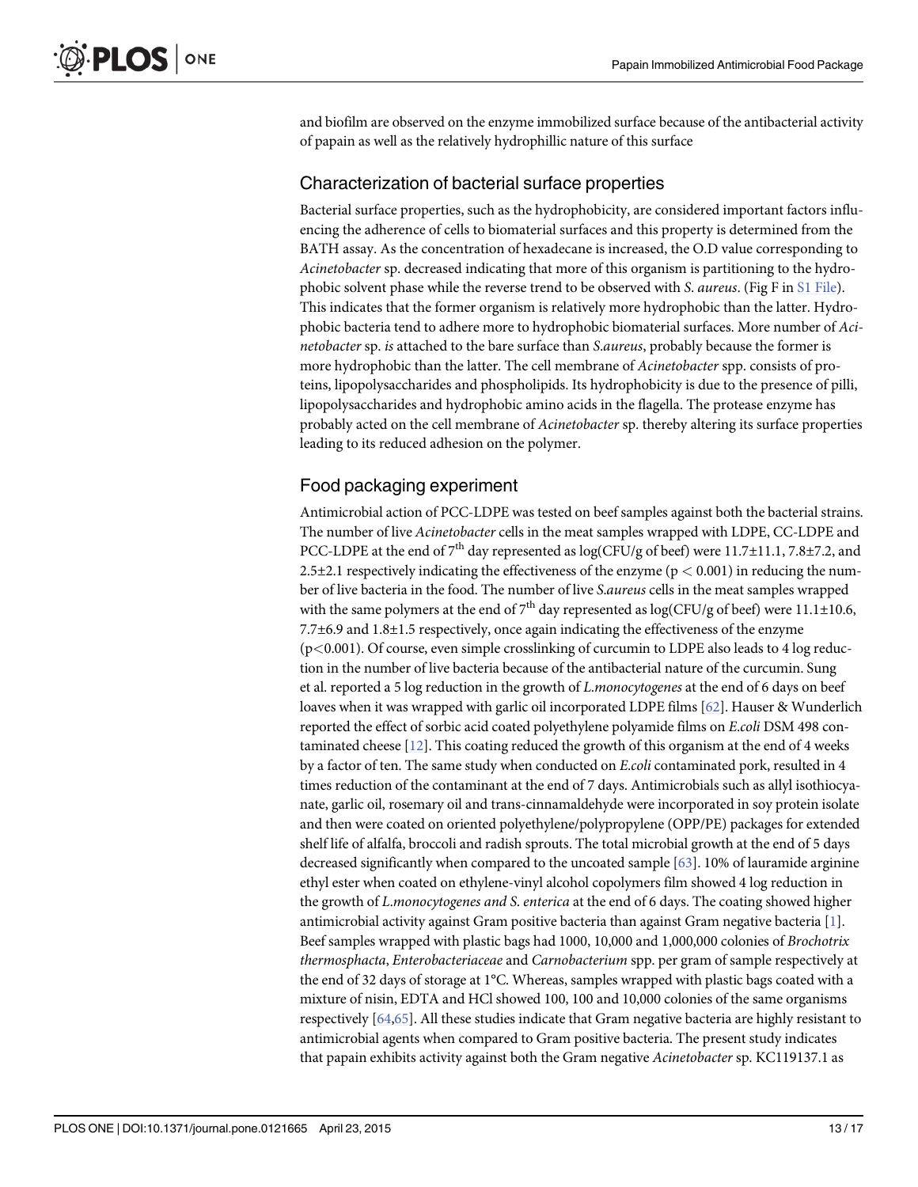and biofilm are observed on the enzyme immobilized surface because of the antibacterial activity of papain as well as the relatively hydrophillic nature of this surface

## Characterization of bacterial surface properties

Bacterial surface properties, such as the hydrophobicity, are considered important factors influencing the adherence of cells to biomaterial surfaces and this property is determined from the BATH assay. As the concentration of hexadecane is increased, the O.D value corresponding to *Acinetobacter* sp. decreased indicating that more of this organism is partitioning to the hydrophobic solvent phase while the reverse trend to be observed with *S. aureus*. (Fig F in S1 File). This indicates that the former organism is relatively more hydrophobic than the latter. Hydrophobic bacteria tend to adhere more to hydrophobic biomaterial surfaces. More number of *Acinetobacter* sp. *is* attached to the bare surface than *S.aureus*, probably because the former is more hydrophobic than the latter. The cell membrane of *Acinetobacter* spp. consists of proteins, lipopolysaccharides and phospholipids. Its hydrophobicity is due to the presence of pilli, lipopolysaccharides and hydrophobic amino acids in the flagella. The protease enzyme has probably acted on the cell membrane of *Acinetobacter* sp. thereby altering its surface properties leading to its reduced adhesion on the polymer.

## Food packaging experiment

Antimicrobial action of PCC-LDPE was tested on beef samples against both the bacterial strains. The number of live *Acinetobacter* cells in the meat samples wrapped with LDPE, CC-LDPE and PCC-LDPE at the end of 7$^{th}$ day represented as log(CFU/g of beef) were 11.7±11.1, 7.8±7.2, and 2.5±2.1 respectively indicating the effectiveness of the enzyme ($p < 0.001$) in reducing the number of live bacteria in the food. The number of live *S.aureus* cells in the meat samples wrapped with the same polymers at the end of 7$^{th}$ day represented as log(CFU/g of beef) were 11.1±10.6, 7.7±6.9 and 1.8±1.5 respectively, once again indicating the effectiveness of the enzyme ($p<0.001$). Of course, even simple crosslinking of curcumin to LDPE also leads to 4 log reduction in the number of live bacteria because of the antibacterial nature of the curcumin. Sung et al. reported a 5 log reduction in the growth of *L.monocytogenes* at the end of 6 days on beef loaves when it was wrapped with garlic oil incorporated LDPE films [62]. Hauser & Wunderlich reported the effect of sorbic acid coated polyethylene polyamide films on *E.coli* DSM 498 contaminated cheese [12]. This coating reduced the growth of this organism at the end of 4 weeks by a factor of ten. The same study when conducted on *E.coli* contaminated pork, resulted in 4 times reduction of the contaminant at the end of 7 days. Antimicrobials such as allyl isothiocyanate, garlic oil, rosemary oil and trans-cinnamaldehyde were incorporated in soy protein isolate and then were coated on oriented polyethylene/polypropylene (OPP/PE) packages for extended shelf life of alfalfa, broccoli and radish sprouts. The total microbial growth at the end of 5 days decreased significantly when compared to the uncoated sample [63]. 10% of lauramide arginine ethyl ester when coated on ethylene-vinyl alcohol copolymers film showed 4 log reduction in the growth of *L.monocytogenes and S. enterica* at the end of 6 days. The coating showed higher antimicrobial activity against Gram positive bacteria than against Gram negative bacteria [1]. Beef samples wrapped with plastic bags had 1000, 10,000 and 1,000,000 colonies of *Brochotrix thermosphacta*, *Enterobacteriaceae* and *Carnobacterium* spp. per gram of sample respectively at the end of 32 days of storage at 1°C. Whereas, samples wrapped with plastic bags coated with a mixture of nisin, EDTA and HCl showed 100, 100 and 10,000 colonies of the same organisms respectively [64,65]. All these studies indicate that Gram negative bacteria are highly resistant to antimicrobial agents when compared to Gram positive bacteria. The present study indicates that papain exhibits activity against both the Gram negative *Acinetobacter* sp. KC119137.1 as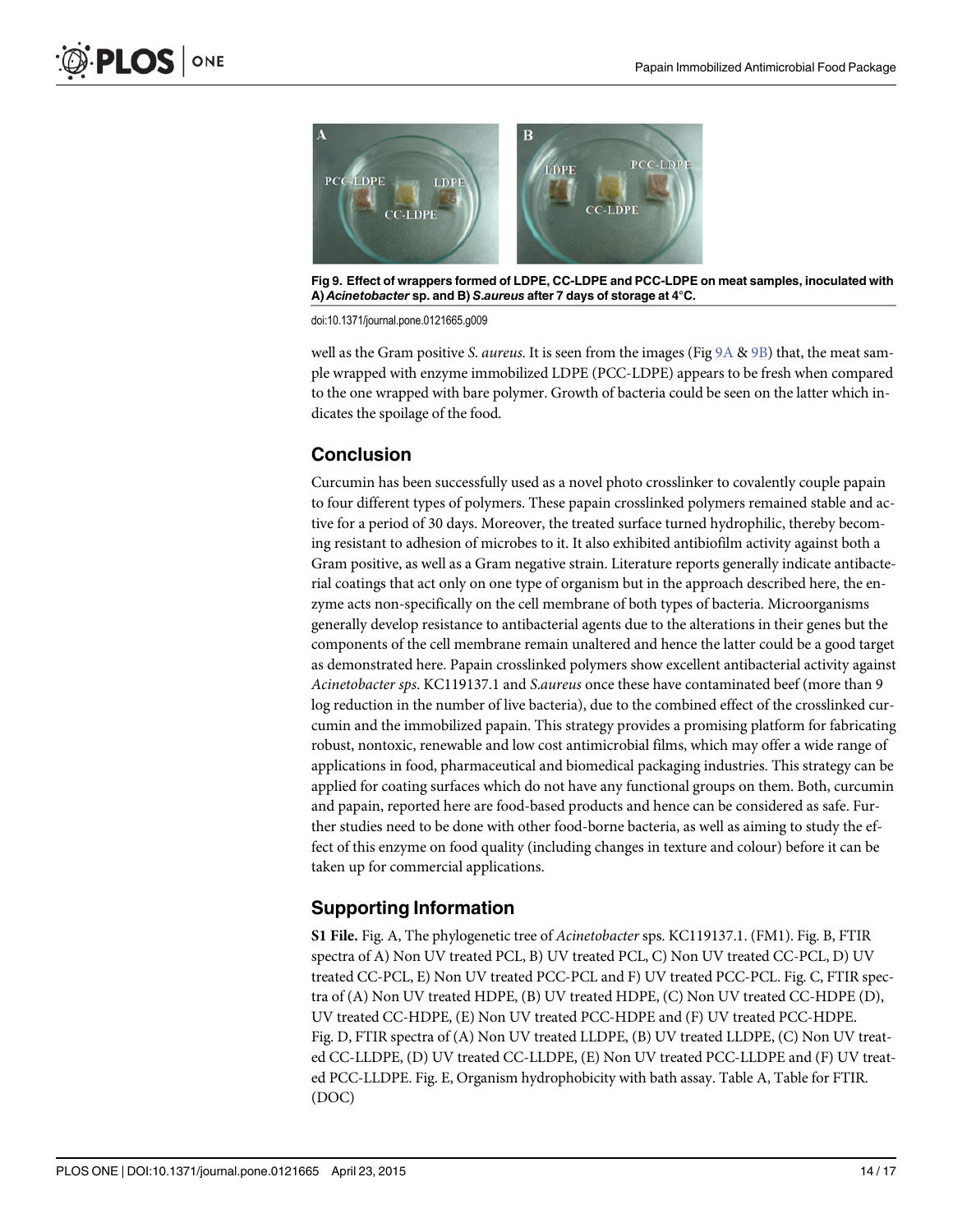A

PCC-LDPE

CC-LDPE

LDPE

B

LDPE

CC-LDPE

PCC-LDPE

**Fig 9. Effect of wrappers formed of LDPE, CC-LDPE and PCC-LDPE on meat samples, inoculated with A) *Acinetobacter* sp. and B) *S.aureus* after 7 days of storage at 4°C.**

doi:10.1371/journal.pone.0121665.g009

well as the Gram positive *S. aureus*. It is seen from the images (Fig 9A & 9B) that, the meat sample wrapped with enzyme immobilized LDPE (PCC-LDPE) appears to be fresh when compared to the one wrapped with bare polymer. Growth of bacteria could be seen on the latter which indicates the spoilage of the food.

## Conclusion

Curcumin has been successfully used as a novel photo crosslinker to covalently couple papain to four different types of polymers. These papain crosslinked polymers remained stable and active for a period of 30 days. Moreover, the treated surface turned hydrophilic, thereby becoming resistant to adhesion of microbes to it. It also exhibited antibiofilm activity against both a Gram positive, as well as a Gram negative strain. Literature reports generally indicate antibacterial coatings that act only on one type of organism but in the approach described here, the enzyme acts non-specifically on the cell membrane of both types of bacteria. Microorganisms generally develop resistance to antibacterial agents due to the alterations in their genes but the components of the cell membrane remain unaltered and hence the latter could be a good target as demonstrated here. Papain crosslinked polymers show excellent antibacterial activity against *Acinetobacter sps*. KC119137.1 and *S.aureus* once these have contaminated beef (more than 9 log reduction in the number of live bacteria), due to the combined effect of the crosslinked curcumin and the immobilized papain. This strategy provides a promising platform for fabricating robust, nontoxic, renewable and low cost antimicrobial films, which may offer a wide range of applications in food, pharmaceutical and biomedical packaging industries. This strategy can be applied for coating surfaces which do not have any functional groups on them. Both, curcumin and papain, reported here are food-based products and hence can be considered as safe. Further studies need to be done with other food-borne bacteria, as well as aiming to study the effect of this enzyme on food quality (including changes in texture and colour) before it can be taken up for commercial applications.

## Supporting Information

**S1 File.** Fig. A, The phylogenetic tree of *Acinetobacter* sps. KC119137.1. (FM1). Fig. B, FTIR spectra of A) Non UV treated PCL, B) UV treated PCL, C) Non UV treated CC-PCL, D) UV treated CC-PCL, E) Non UV treated PCC-PCL and F) UV treated PCC-PCL. Fig. C, FTIR spectra of (A) Non UV treated HDPE, (B) UV treated HDPE, (C) Non UV treated CC-HDPE (D), UV treated CC-HDPE, (E) Non UV treated PCC-HDPE and (F) UV treated PCC-HDPE. Fig. D, FTIR spectra of (A) Non UV treated LLDPE, (B) UV treated LLDPE, (C) Non UV treated CC-LLDPE, (D) UV treated CC-LLDPE, (E) Non UV treated PCC-LLDPE and (F) UV treated PCC-LLDPE. Fig. E, Organism hydrophobicity with bath assay. Table A, Table for FTIR. (DOC)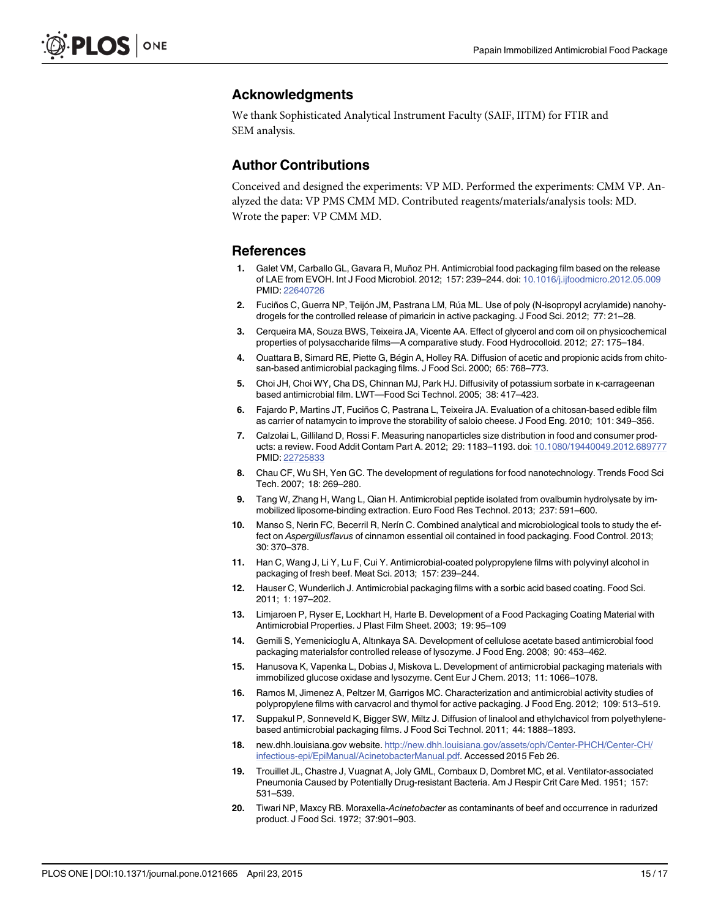## Acknowledgments

We thank Sophisticated Analytical Instrument Faculty (SAIF, IITM) for FTIR and SEM analysis.

## Author Contributions

Conceived and designed the experiments: VP MD. Performed the experiments: CMM VP. Analyzed the data: VP PMS CMM MD. Contributed reagents/materials/analysis tools: MD. Wrote the paper: VP CMM MD.

## References

1. Galet VM, Carballo GL, Gavara R, Muñoz PH. Antimicrobial food packaging film based on the release of LAE from EVOH. Int J Food Microbiol. 2012; 157: 239–244. doi: 10.1016/j.ijfoodmicro.2012.05.009 PMID: 22640726
2. Fuciños C, Guerra NP, Teijón JM, Pastrana LM, Rúa ML. Use of poly (N-isopropyl acrylamide) nanohydrogels for the controlled release of pimaricin in active packaging. J Food Sci. 2012; 77: 21–28.
3. Cerqueira MA, Souza BWS, Teixeira JA, Vicente AA. Effect of glycerol and corn oil on physicochemical properties of polysaccharide films—A comparative study. Food Hydrocolloid. 2012; 27: 175–184.
4. Ouattara B, Simard RE, Piette G, Bégin A, Holley RA. Diffusion of acetic and propionic acids from chitosan-based antimicrobial packaging films. J Food Sci. 2000; 65: 768–773.
5. Choi JH, Choi WY, Cha DS, Chinnan MJ, Park HJ. Diffusivity of potassium sorbate in κ-carrageenan based antimicrobial film. LWT—Food Sci Technol. 2005; 38: 417–423.
6. Fajardo P, Martins JT, Fuciños C, Pastrana L, Teixeira JA. Evaluation of a chitosan-based edible film as carrier of natamycin to improve the storability of saloio cheese. J Food Eng. 2010; 101: 349–356.
7. Calzolai L, Gilliland D, Rossi F. Measuring nanoparticles size distribution in food and consumer products: a review. Food Addit Contam Part A. 2012; 29: 1183–1193. doi: 10.1080/19440049.2012.689777 PMID: 22725833
8. Chau CF, Wu SH, Yen GC. The development of regulations for food nanotechnology. Trends Food Sci Tech. 2007; 18: 269–280.
9. Tang W, Zhang H, Wang L, Qian H. Antimicrobial peptide isolated from ovalbumin hydrolysate by immobilized liposome-binding extraction. Euro Food Res Technol. 2013; 237: 591–600.
10. Manso S, Nerin FC, Becerril R, Nerín C. Combined analytical and microbiological tools to study the effect on *Aspergillusflavus* of cinnamon essential oil contained in food packaging. Food Control. 2013; 30: 370–378.
11. Han C, Wang J, Li Y, Lu F, Cui Y. Antimicrobial-coated polypropylene films with polyvinyl alcohol in packaging of fresh beef. Meat Sci. 2013; 157: 239–244.
12. Hauser C, Wunderlich J. Antimicrobial packaging films with a sorbic acid based coating. Food Sci. 2011; 1: 197–202.
13. Limjaroen P, Ryser E, Lockhart H, Harte B. Development of a Food Packaging Coating Material with Antimicrobial Properties. J Plast Film Sheet. 2003; 19: 95–109
14. Gemili S, Yemenicioglu A, Altınkaya SA. Development of cellulose acetate based antimicrobial food packaging materialsfor controlled release of lysozyme. J Food Eng. 2008; 90: 453–462.
15. Hanusova K, Vapenka L, Dobias J, Miskova L. Development of antimicrobial packaging materials with immobilized glucose oxidase and lysozyme. Cent Eur J Chem. 2013; 11: 1066–1078.
16. Ramos M, Jimenez A, Peltzer M, Garrigos MC. Characterization and antimicrobial activity studies of polypropylene films with carvacrol and thymol for active packaging. J Food Eng. 2012; 109: 513–519.
17. Suppakul P, Sonneveld K, Bigger SW, Miltz J. Diffusion of linalool and ethylchavicol from polyethylene-based antimicrobial packaging films. J Food Sci Technol. 2011; 44: 1888–1893.
18. new.dhh.louisiana.gov website. http://new.dhh.louisiana.gov/assets/oph/Center-PHCH/Center-CH/infectious-epi/EpiManual/AcinetobacterManual.pdf. Accessed 2015 Feb 26.
19. Trouillet JL, Chastre J, Vuagnat A, Joly GML, Combaux D, Dombret MC, et al. Ventilator-associated Pneumonia Caused by Potentially Drug-resistant Bacteria. Am J Respir Crit Care Med. 1951; 157: 531–539.
20. Tiwari NP, Maxcy RB. Moraxella-*Acinetobacter* as contaminants of beef and occurrence in radurized product. J Food Sci. 1972; 37:901–903.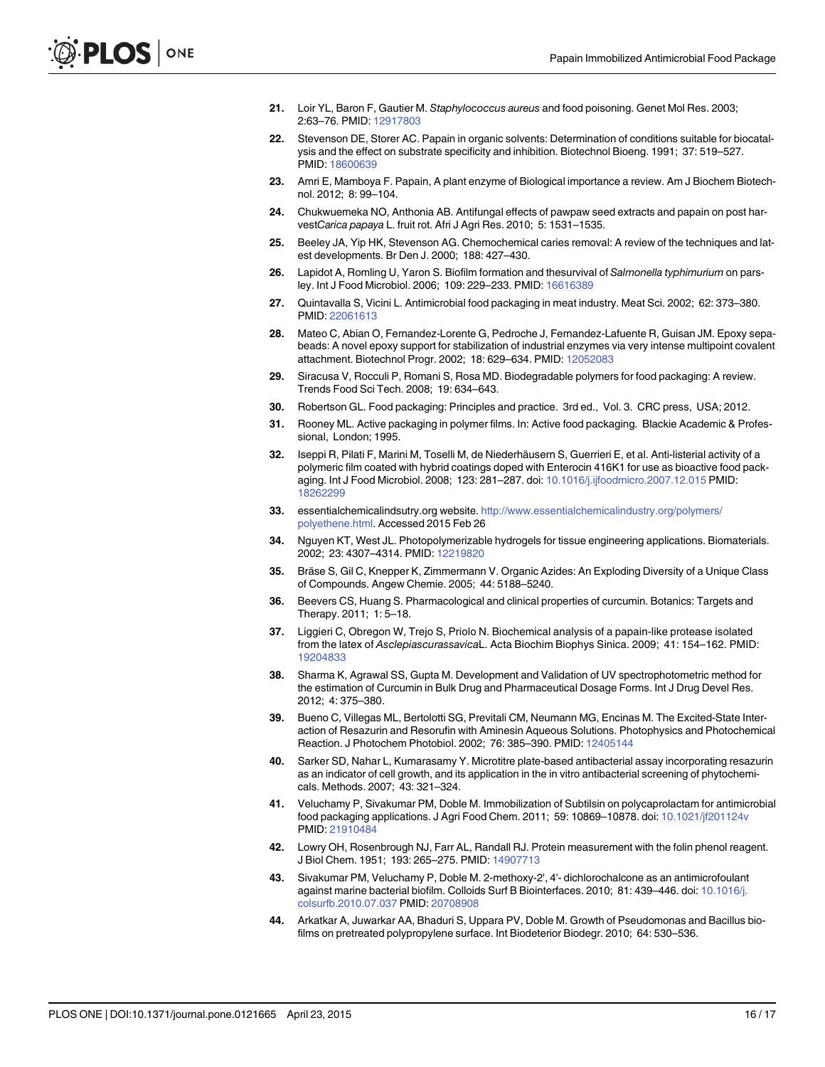21. Loir YL, Baron F, Gautier M. *Staphylococcus aureus* and food poisoning. Genet Mol Res. 2003; 2:63–76. PMID: 12917803

22. Stevenson DE, Storer AC. Papain in organic solvents: Determination of conditions suitable for biocatalysis and the effect on substrate specificity and inhibition. Biotechnol Bioeng. 1991; 37: 519–527. PMID: 18600639

23. Amri E, Mamboya F. Papain, A plant enzyme of Biological importance a review. Am J Biochem Biotechnol. 2012; 8: 99–104.

24. Chukwuemeka NO, Anthonia AB. Antifungal effects of pawpaw seed extracts and papain on post harvest*Carica papaya* L. fruit rot. Afri J Agri Res. 2010; 5: 1531–1535.

25. Beeley JA, Yip HK, Stevenson AG. Chemochemical caries removal: A review of the techniques and latest developments. Br Den J. 2000; 188: 427–430.

26. Lapidot A, Romling U, Yaron S. Biofilm formation and thesurvival of *Salmonella typhimurium* on parsley. Int J Food Microbiol. 2006; 109: 229–233. PMID: 16616389

27. Quintavalla S, Vicini L. Antimicrobial food packaging in meat industry. Meat Sci. 2002; 62: 373–380. PMID: 22061613

28. Mateo C, Abian O, Fernandez-Lorente G, Pedroche J, Fernandez-Lafuente R, Guisan JM. Epoxy sepabeads: A novel epoxy support for stabilization of industrial enzymes via very intense multipoint covalent attachment. Biotechnol Progr. 2002; 18: 629–634. PMID: 12052083

29. Siracusa V, Rocculi P, Romani S, Rosa MD. Biodegradable polymers for food packaging: A review. Trends Food Sci Tech. 2008; 19: 634–643.

30. Robertson GL. Food packaging: Principles and practice. 3rd ed., Vol. 3. CRC press, USA; 2012.

31. Rooney ML. Active packaging in polymer films. In: Active food packaging. Blackie Academic & Professional, London; 1995.

32. Iseppi R, Pilati F, Marini M, Toselli M, de Niederhäusern S, Guerrieri E, et al. Anti-listerial activity of a polymeric film coated with hybrid coatings doped with Enterocin 416K1 for use as bioactive food packaging. Int J Food Microbiol. 2008; 123: 281–287. doi: 10.1016/j.ijfoodmicro.2007.12.015 PMID: 18262299

33. essentialchemicalindsutry.org website. http://www.essentialchemicalindustry.org/polymers/polyethene.html. Accessed 2015 Feb 26

34. Nguyen KT, West JL. Photopolymerizable hydrogels for tissue engineering applications. Biomaterials. 2002; 23: 4307–4314. PMID: 12219820

35. Bräse S, Gil C, Knepper K, Zimmermann V. Organic Azides: An Exploding Diversity of a Unique Class of Compounds. Angew Chemie. 2005; 44: 5188–5240.

36. Beevers CS, Huang S. Pharmacological and clinical properties of curcumin. Botanics: Targets and Therapy. 2011; 1: 5–18.

37. Liggieri C, Obregon W, Trejo S, Priolo N. Biochemical analysis of a papain-like protease isolated from the latex of *Asclepiascurassavica*L. Acta Biochim Biophys Sinica. 2009; 41: 154–162. PMID: 19204833

38. Sharma K, Agrawal SS, Gupta M. Development and Validation of UV spectrophotometric method for the estimation of Curcumin in Bulk Drug and Pharmaceutical Dosage Forms. Int J Drug Devel Res. 2012; 4: 375–380.

39. Bueno C, Villegas ML, Bertolotti SG, Previtali CM, Neumann MG, Encinas M. The Excited-State Interaction of Resazurin and Resorufin with Aminesin Aqueous Solutions. Photophysics and Photochemical Reaction. J Photochem Photobiol. 2002; 76: 385–390. PMID: 12405144

40. Sarker SD, Nahar L, Kumarasamy Y. Microtitre plate-based antibacterial assay incorporating resazurin as an indicator of cell growth, and its application in the in vitro antibacterial screening of phytochemicals. Methods. 2007; 43: 321–324.

41. Veluchamy P, Sivakumar PM, Doble M. Immobilization of Subtilsin on polycaprolactam for antimicrobial food packaging applications. J Agri Food Chem. 2011; 59: 10869–10878. doi: 10.1021/jf201124v PMID: 21910484

42. Lowry OH, Rosenbrough NJ, Farr AL, Randall RJ. Protein measurement with the folin phenol reagent. J Biol Chem. 1951; 193: 265–275. PMID: 14907713

43. Sivakumar PM, Veluchamy P, Doble M. 2-methoxy-2', 4'- dichlorochalcone as an antimicrofoulant against marine bacterial biofilm. Colloids Surf B Biointerfaces. 2010; 81: 439–446. doi: 10.1016/j.colsurfb.2010.07.037 PMID: 20708908

44. Arkatkar A, Juwarkar AA, Bhaduri S, Uppara PV, Doble M. Growth of Pseudomonas and Bacillus biofilms on pretreated polypropylene surface. Int Biodeterior Biodegr. 2010; 64: 530–536.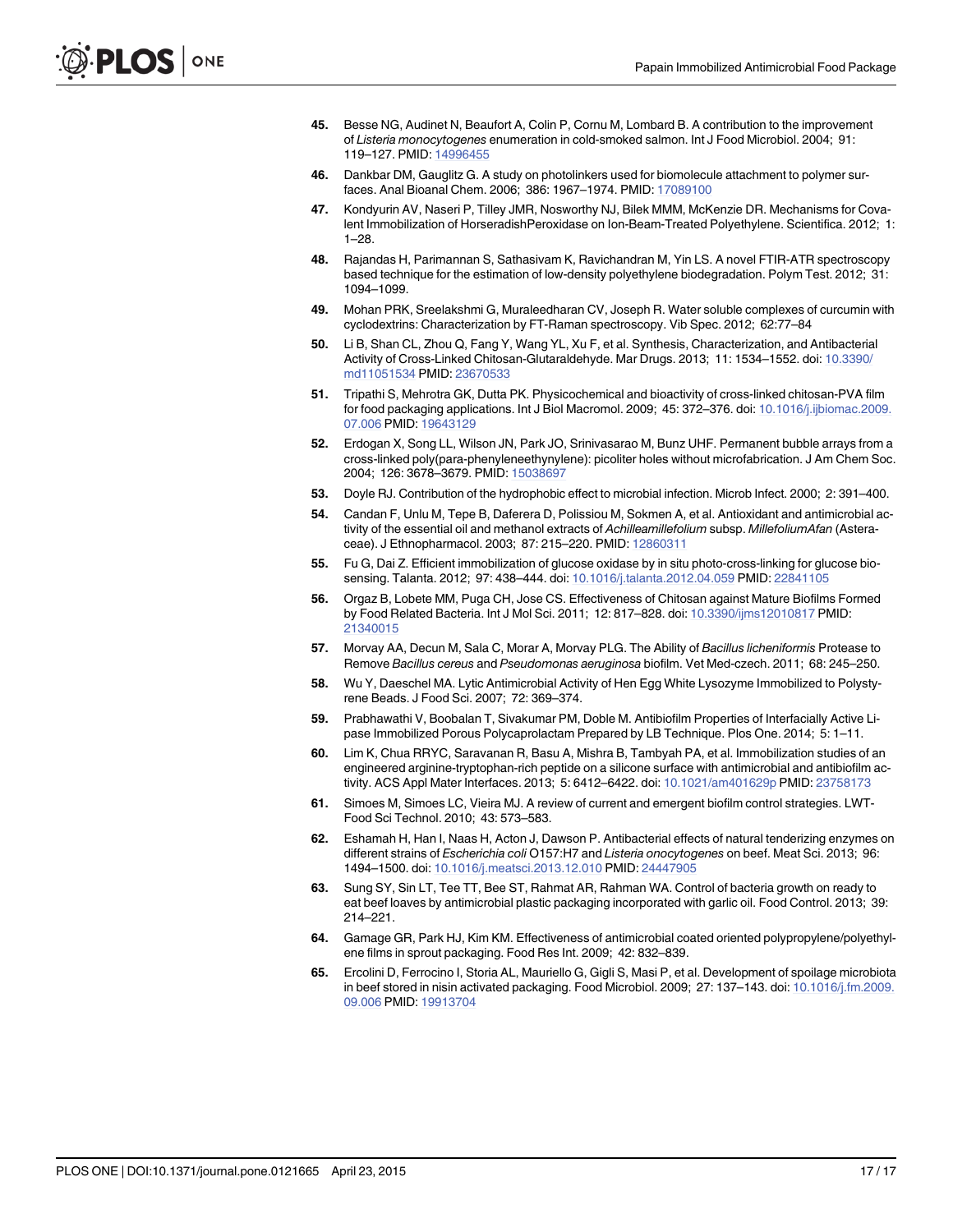45. Besse NG, Audinet N, Beaufort A, Colin P, Cornu M, Lombard B. A contribution to the improvement of *Listeria monocytogenes* enumeration in cold-smoked salmon. Int J Food Microbiol. 2004; 91: 119–127. PMID: 14996455

46. Dankbar DM, Gauglitz G. A study on photolinkers used for biomolecule attachment to polymer surfaces. Anal Bioanal Chem. 2006; 386: 1967–1974. PMID: 17089100

47. Kondyurin AV, Naseri P, Tilley JMR, Nosworthy NJ, Bilek MMM, McKenzie DR. Mechanisms for Covalent Immobilization of HorseradishPeroxidase on Ion-Beam-Treated Polyethylene. Scientifica. 2012; 1: 1–28.

48. Rajandas H, Parimannan S, Sathasivam K, Ravichandran M, Yin LS. A novel FTIR-ATR spectroscopy based technique for the estimation of low-density polyethylene biodegradation. Polym Test. 2012; 31: 1094–1099.

49. Mohan PRK, Sreelakshmi G, Muraleedharan CV, Joseph R. Water soluble complexes of curcumin with cyclodextrins: Characterization by FT-Raman spectroscopy. Vib Spec. 2012; 62:77–84

50. Li B, Shan CL, Zhou Q, Fang Y, Wang YL, Xu F, et al. Synthesis, Characterization, and Antibacterial Activity of Cross-Linked Chitosan-Glutaraldehyde. Mar Drugs. 2013; 11: 1534–1552. doi: 10.3390/md11051534 PMID: 23670533

51. Tripathi S, Mehrotra GK, Dutta PK. Physicochemical and bioactivity of cross-linked chitosan-PVA film for food packaging applications. Int J Biol Macromol. 2009; 45: 372–376. doi: 10.1016/j.ijbiomac.2009.07.006 PMID: 19643129

52. Erdogan X, Song LL, Wilson JN, Park JO, Srinivasarao M, Bunz UHF. Permanent bubble arrays from a cross-linked poly(para-phenyleneethynylene): picoliter holes without microfabrication. J Am Chem Soc. 2004; 126: 3678–3679. PMID: 15038697

53. Doyle RJ. Contribution of the hydrophobic effect to microbial infection. Microb Infect. 2000; 2: 391–400.

54. Candan F, Unlu M, Tepe B, Daferera D, Polissiou M, Sokmen A, et al. Antioxidant and antimicrobial activity of the essential oil and methanol extracts of *Achilleamillefolium* subsp. *MillefoliumAfan* (Asteraceae). J Ethnopharmacol. 2003; 87: 215–220. PMID: 12860311

55. Fu G, Dai Z. Efficient immobilization of glucose oxidase by in situ photo-cross-linking for glucose biosensing. Talanta. 2012; 97: 438–444. doi: 10.1016/j.talanta.2012.04.059 PMID: 22841105

56. Orgaz B, Lobete MM, Puga CH, Jose CS. Effectiveness of Chitosan against Mature Biofilms Formed by Food Related Bacteria. Int J Mol Sci. 2011; 12: 817–828. doi: 10.3390/ijms12010817 PMID: 21340015

57. Morvay AA, Decun M, Sala C, Morar A, Morvay PLG. The Ability of *Bacillus licheniformis* Protease to Remove *Bacillus cereus* and *Pseudomonas aeruginosa* biofilm. Vet Med-czech. 2011; 68: 245–250.

58. Wu Y, Daeschel MA. Lytic Antimicrobial Activity of Hen Egg White Lysozyme Immobilized to Polystyrene Beads. J Food Sci. 2007; 72: 369–374.

59. Prabhawathi V, Boobalan T, Sivakumar PM, Doble M. Antibiofilm Properties of Interfacially Active Lipase Immobilized Porous Polycaprolactam Prepared by LB Technique. Plos One. 2014; 5: 1–11.

60. Lim K, Chua RRYC, Saravanan R, Basu A, Mishra B, Tambyah PA, et al. Immobilization studies of an engineered arginine-tryptophan-rich peptide on a silicone surface with antimicrobial and antibiofilm activity. ACS Appl Mater Interfaces. 2013; 5: 6412–6422. doi: 10.1021/am401629p PMID: 23758173

61. Simoes M, Simoes LC, Vieira MJ. A review of current and emergent biofilm control strategies. LWT-Food Sci Technol. 2010; 43: 573–583.

62. Eshamah H, Han I, Naas H, Acton J, Dawson P. Antibacterial effects of natural tenderizing enzymes on different strains of *Escherichia coli* O157:H7 and *Listeria onocytogenes* on beef. Meat Sci. 2013; 96: 1494–1500. doi: 10.1016/j.meatsci.2013.12.010 PMID: 24447905

63. Sung SY, Sin LT, Tee TT, Bee ST, Rahmat AR, Rahman WA. Control of bacteria growth on ready to eat beef loaves by antimicrobial plastic packaging incorporated with garlic oil. Food Control. 2013; 39: 214–221.

64. Gamage GR, Park HJ, Kim KM. Effectiveness of antimicrobial coated oriented polypropylene/polyethylene films in sprout packaging. Food Res Int. 2009; 42: 832–839.

65. Ercolini D, Ferrocino I, Storia AL, Mauriello G, Gigli S, Masi P, et al. Development of spoilage microbiota in beef stored in nisin activated packaging. Food Microbiol. 2009; 27: 137–143. doi: 10.1016/j.fm.2009.09.006 PMID: 19913704